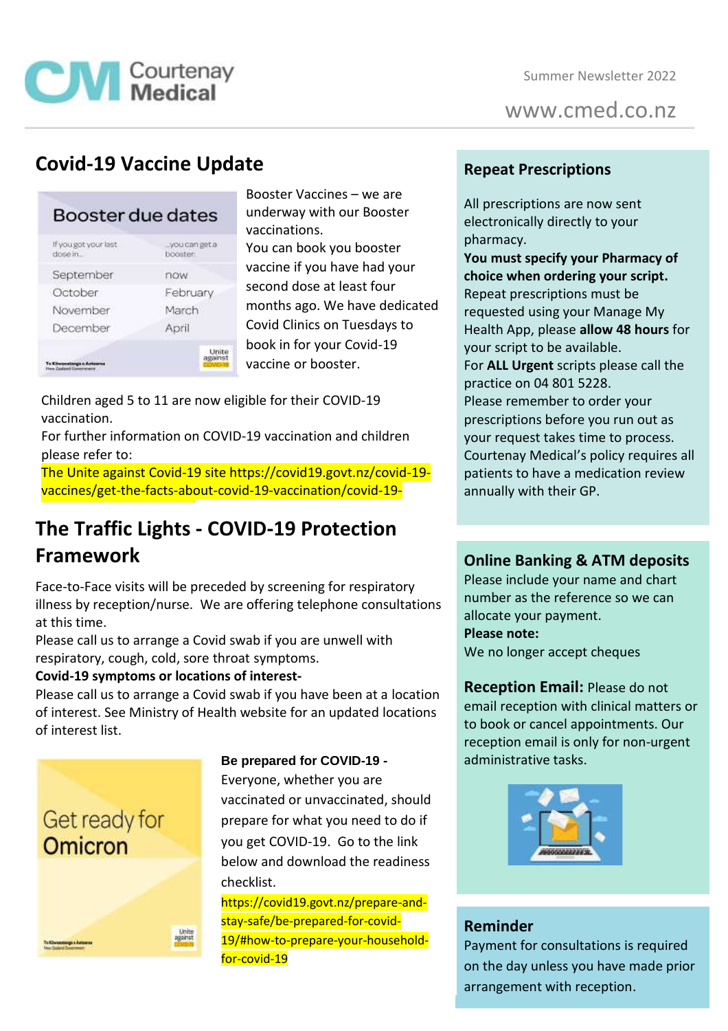Courtenay Medical

Summer Newsletter 2022

www.cmed.co.nz

## Covid-19 Vaccine Update

**Booster due dates**

| If you got your last dose in... | ...you can get a booster: |
| --- | --- |
| September | now |
| October | February |
| November | March |
| December | April |

Booster Vaccines – we are underway with our Booster vaccinations.

You can book you booster vaccine if you have had your second dose at least four months ago. We have dedicated Covid Clinics on Tuesdays to book in for your Covid-19 vaccine or booster.

Children aged 5 to 11 are now eligible for their COVID-19 vaccination.

For further information on COVID-19 vaccination and children please refer to:

The Unite against Covid-19 site https://covid19.govt.nz/covid-19-vaccines/get-the-facts-about-covid-19-vaccination/covid-19-

## The Traffic Lights - COVID-19 Protection Framework

Face-to-Face visits will be preceded by screening for respiratory illness by reception/nurse. We are offering telephone consultations at this time.

Please call us to arrange a Covid swab if you are unwell with respiratory, cough, cold, sore throat symptoms.

**Covid-19 symptoms or locations of interest-**

Please call us to arrange a Covid swab if you have been at a location of interest. See Ministry of Health website for an updated locations of interest list.

Get ready for Omicron

**Be prepared for COVID-19 -**

Everyone, whether you are vaccinated or unvaccinated, should prepare for what you need to do if you get COVID-19. Go to the link below and download the readiness checklist.

https://covid19.govt.nz/prepare-and-stay-safe/be-prepared-for-covid-19/#how-to-prepare-your-household-for-covid-19

## Repeat Prescriptions

All prescriptions are now sent electronically directly to your pharmacy.

**You must specify your Pharmacy of choice when ordering your script.**

Repeat prescriptions must be requested using your Manage My Health App, please **allow 48 hours** for your script to be available.

For **ALL Urgent** scripts please call the practice on 04 801 5228.

Please remember to order your prescriptions before you run out as your request takes time to process.

Courtenay Medical's policy requires all patients to have a medication review annually with their GP.

## Online Banking & ATM deposits

Please include your name and chart number as the reference so we can allocate your payment.

**Please note:**

We no longer accept cheques

**Reception Email:** Please do not email reception with clinical matters or to book or cancel appointments. Our reception email is only for non-urgent administrative tasks.

## Reminder

Payment for consultations is required on the day unless you have made prior arrangement with reception.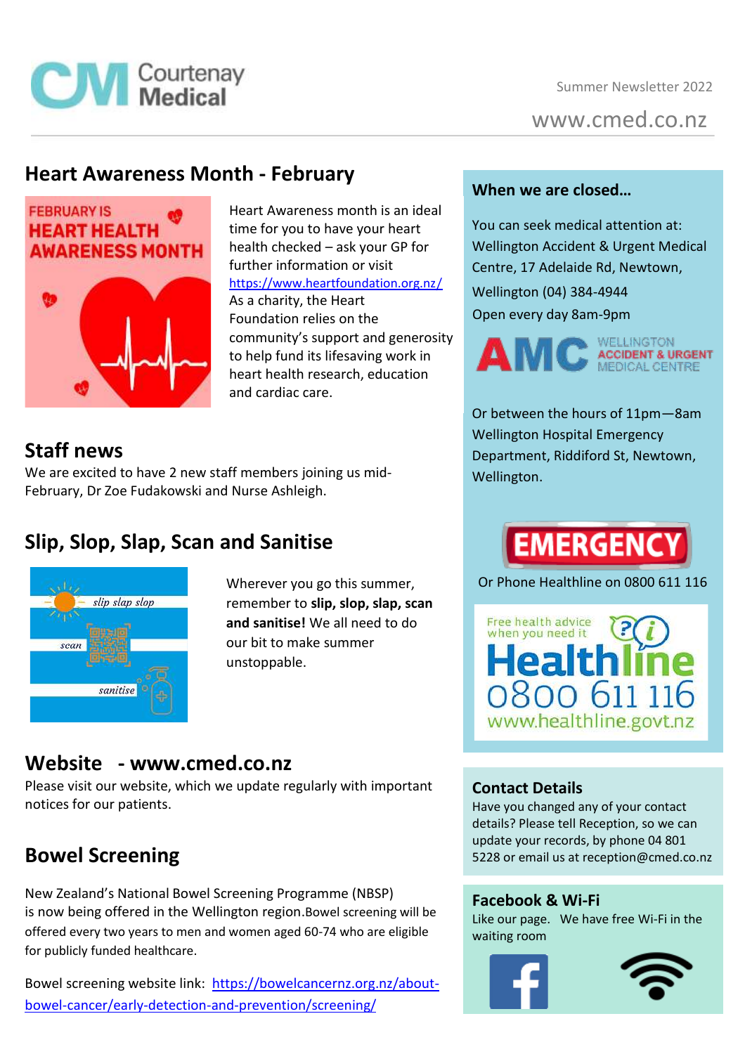# Courtenay Medical

Summer Newsletter 2022

www.cmed.co.nz

## Heart Awareness Month - February

Heart Awareness month is an ideal time for you to have your heart health checked – ask your GP for further information or visit https://www.heartfoundation.org.nz/ As a charity, the Heart Foundation relies on the community's support and generosity to help fund its lifesaving work in heart health research, education and cardiac care.

## Staff news

We are excited to have 2 new staff members joining us mid-February, Dr Zoe Fudakowski and Nurse Ashleigh.

## Slip, Slop, Slap, Scan and Sanitise

Wherever you go this summer, remember to **slip, slop, slap, scan and sanitise!** We all need to do our bit to make summer unstoppable.

## Website - www.cmed.co.nz

Please visit our website, which we update regularly with important notices for our patients.

## Bowel Screening

New Zealand's National Bowel Screening Programme (NBSP) is now being offered in the Wellington region. Bowel screening will be offered every two years to men and women aged 60-74 who are eligible for publicly funded healthcare.

Bowel screening website link: https://bowelcancernz.org.nz/about-bowel-cancer/early-detection-and-prevention/screening/

## When we are closed…

You can seek medical attention at:
Wellington Accident & Urgent Medical Centre, 17 Adelaide Rd, Newtown, Wellington (04) 384-4944
Open every day 8am-9pm

Or between the hours of 11pm—8am Wellington Hospital Emergency Department, Riddiford St, Newtown, Wellington.

Or Phone Healthline on 0800 611 116

## Contact Details

Have you changed any of your contact details? Please tell Reception, so we can update your records, by phone 04 801 5228 or email us at reception@cmed.co.nz

## Facebook & Wi-Fi

Like our page. We have free Wi-Fi in the waiting room